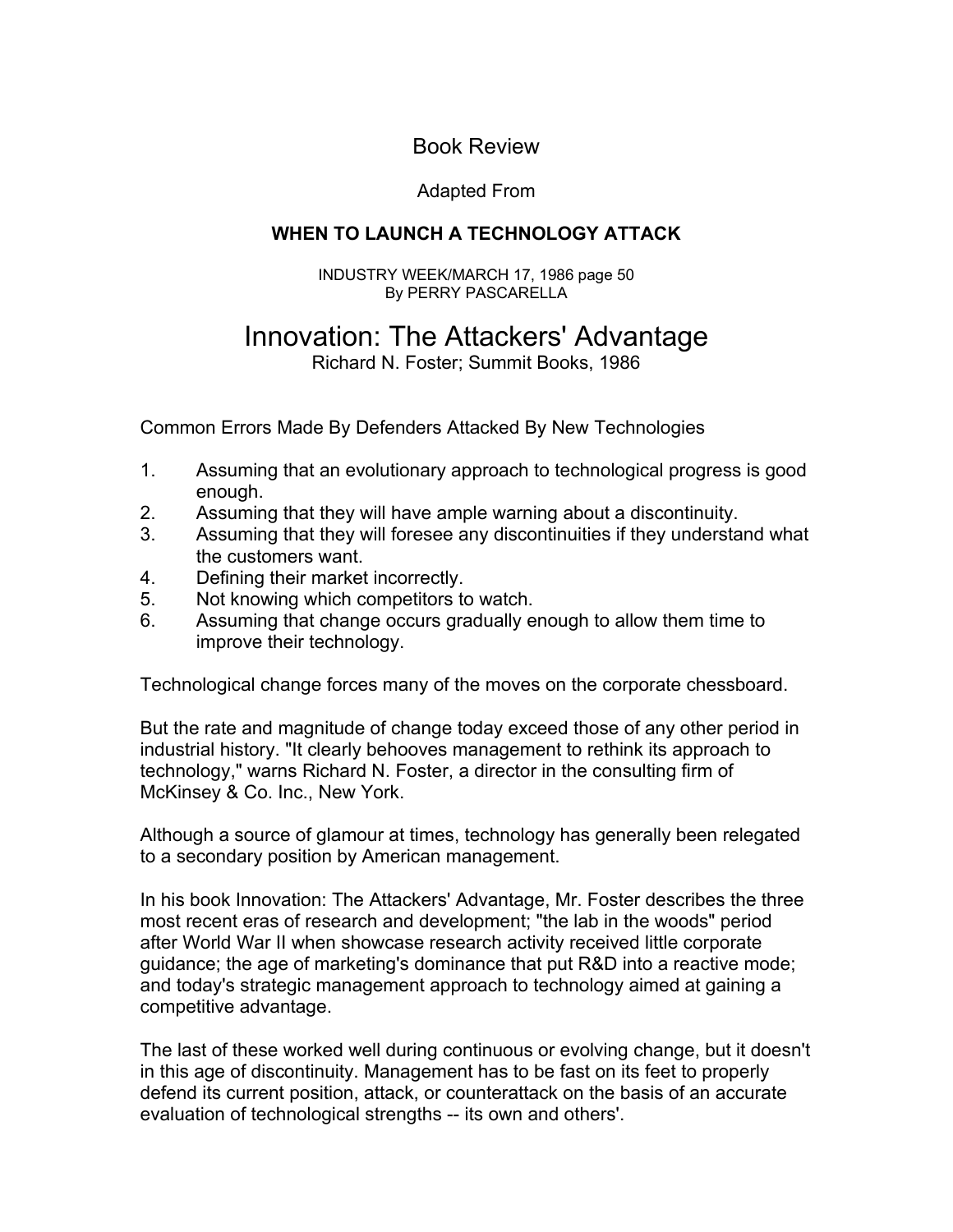Book Review

Adapted From

**WHEN TO LAUNCH A TECHNOLOGY ATTACK**

INDUSTRY WEEK/MARCH 17, 1986 page 50
By PERRY PASCARELLA

# Innovation: The Attackers' Advantage

Richard N. Foster; Summit Books, 1986

Common Errors Made By Defenders Attacked By New Technologies

1. Assuming that an evolutionary approach to technological progress is good enough.
2. Assuming that they will have ample warning about a discontinuity.
3. Assuming that they will foresee any discontinuities if they understand what the customers want.
4. Defining their market incorrectly.
5. Not knowing which competitors to watch.
6. Assuming that change occurs gradually enough to allow them time to improve their technology.

Technological change forces many of the moves on the corporate chessboard.

But the rate and magnitude of change today exceed those of any other period in industrial history. "It clearly behooves management to rethink its approach to technology," warns Richard N. Foster, a director in the consulting firm of McKinsey & Co. Inc., New York.

Although a source of glamour at times, technology has generally been relegated to a secondary position by American management.

In his book Innovation: The Attackers' Advantage, Mr. Foster describes the three most recent eras of research and development; "the lab in the woods" period after World War II when showcase research activity received little corporate guidance; the age of marketing's dominance that put R&D into a reactive mode; and today's strategic management approach to technology aimed at gaining a competitive advantage.

The last of these worked well during continuous or evolving change, but it doesn't in this age of discontinuity. Management has to be fast on its feet to properly defend its current position, attack, or counterattack on the basis of an accurate evaluation of technological strengths -- its own and others'.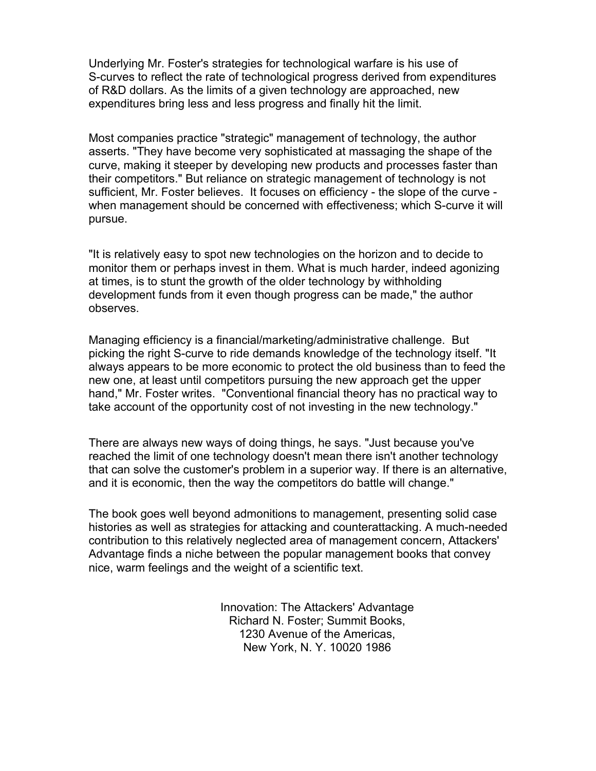Underlying Mr. Foster's strategies for technological warfare is his use of S-curves to reflect the rate of technological progress derived from expenditures of R&D dollars. As the limits of a given technology are approached, new expenditures bring less and less progress and finally hit the limit.

Most companies practice "strategic" management of technology, the author asserts. "They have become very sophisticated at massaging the shape of the curve, making it steeper by developing new products and processes faster than their competitors." But reliance on strategic management of technology is not sufficient, Mr. Foster believes. It focuses on efficiency - the slope of the curve - when management should be concerned with effectiveness; which S-curve it will pursue.

"It is relatively easy to spot new technologies on the horizon and to decide to monitor them or perhaps invest in them. What is much harder, indeed agonizing at times, is to stunt the growth of the older technology by withholding development funds from it even though progress can be made," the author observes.

Managing efficiency is a financial/marketing/administrative challenge. But picking the right S-curve to ride demands knowledge of the technology itself. "It always appears to be more economic to protect the old business than to feed the new one, at least until competitors pursuing the new approach get the upper hand," Mr. Foster writes. "Conventional financial theory has no practical way to take account of the opportunity cost of not investing in the new technology."

There are always new ways of doing things, he says. "Just because you've reached the limit of one technology doesn't mean there isn't another technology that can solve the customer's problem in a superior way. If there is an alternative, and it is economic, then the way the competitors do battle will change."

The book goes well beyond admonitions to management, presenting solid case histories as well as strategies for attacking and counterattacking. A much-needed contribution to this relatively neglected area of management concern, Attackers' Advantage finds a niche between the popular management books that convey nice, warm feelings and the weight of a scientific text.

Innovation: The Attackers' Advantage
Richard N. Foster; Summit Books,
1230 Avenue of the Americas,
New York, N. Y. 10020 1986